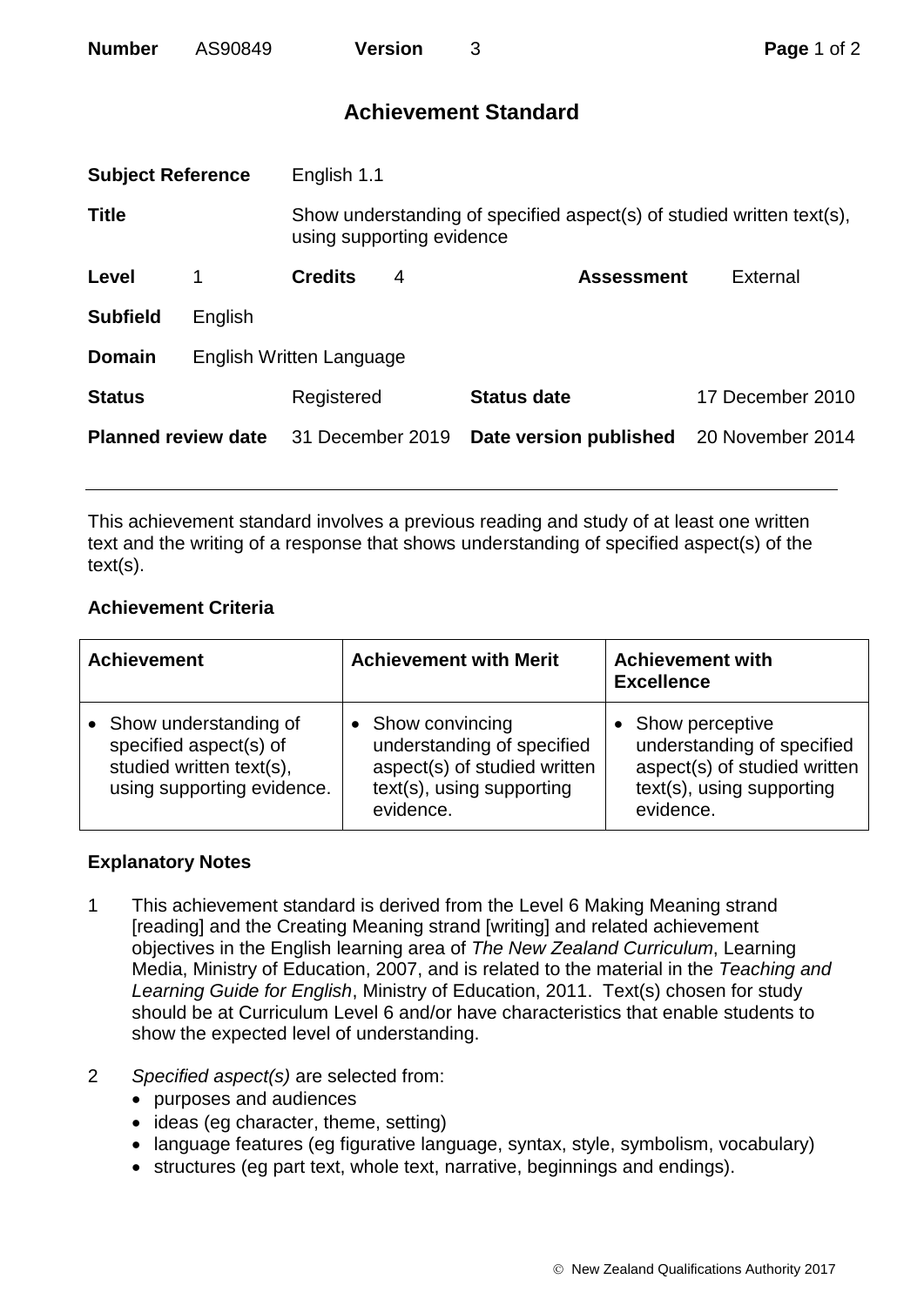# Achievement Standard

| | | | | | |
|---|---|---|---|---|---|
| **Subject Reference** | | English 1.1 | | | |
| **Title** | | Show understanding of specified aspect(s) of studied written text(s), using supporting evidence | | | |
| **Level** | 1 | **Credits** | 4 | **Assessment** | External |
| **Subfield** | English | | | | |
| **Domain** | English Written Language | | | | |
| **Status** | | Registered | | **Status date** | 17 December 2010 |
| **Planned review date** | | 31 December 2019 | | **Date version published** | 20 November 2014 |

This achievement standard involves a previous reading and study of at least one written text and the writing of a response that shows understanding of specified aspect(s) of the text(s).

**Achievement Criteria**

| Achievement | Achievement with Merit | Achievement with Excellence |
|---|---|---|
| • Show understanding of specified aspect(s) of studied written text(s), using supporting evidence. | • Show convincing understanding of specified aspect(s) of studied written text(s), using supporting evidence. | • Show perceptive understanding of specified aspect(s) of studied written text(s), using supporting evidence. |

**Explanatory Notes**

1. This achievement standard is derived from the Level 6 Making Meaning strand [reading] and the Creating Meaning strand [writing] and related achievement objectives in the English learning area of *The New Zealand Curriculum*, Learning Media, Ministry of Education, 2007, and is related to the material in the *Teaching and Learning Guide for English*, Ministry of Education, 2011. Text(s) chosen for study should be at Curriculum Level 6 and/or have characteristics that enable students to show the expected level of understanding.

2. *Specified aspect(s)* are selected from:
   - purposes and audiences
   - ideas (eg character, theme, setting)
   - language features (eg figurative language, syntax, style, symbolism, vocabulary)
   - structures (eg part text, whole text, narrative, beginnings and endings).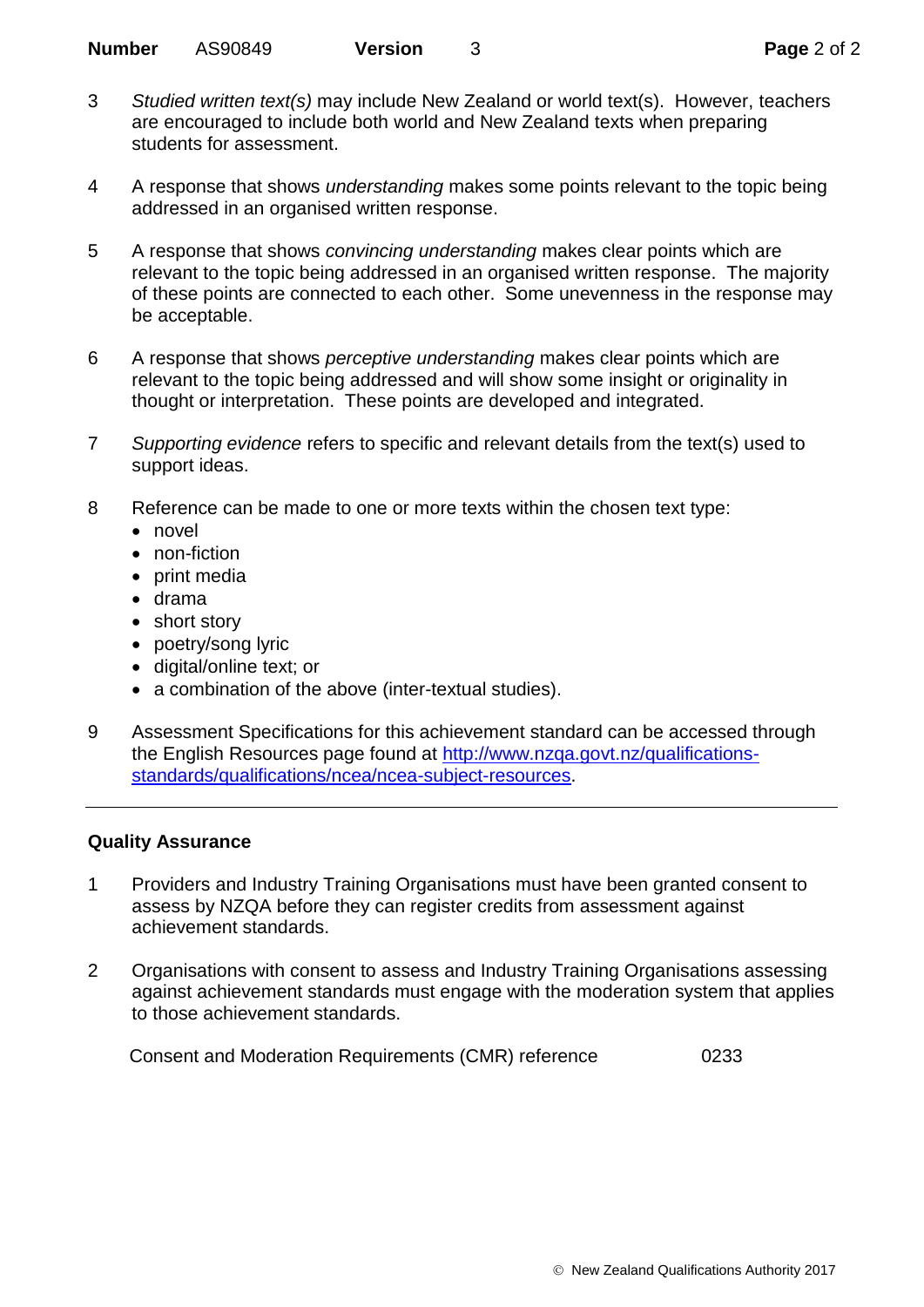3 *Studied written text(s)* may include New Zealand or world text(s). However, teachers are encouraged to include both world and New Zealand texts when preparing students for assessment.

4 A response that shows *understanding* makes some points relevant to the topic being addressed in an organised written response.

5 A response that shows *convincing understanding* makes clear points which are relevant to the topic being addressed in an organised written response. The majority of these points are connected to each other. Some unevenness in the response may be acceptable.

6 A response that shows *perceptive understanding* makes clear points which are relevant to the topic being addressed and will show some insight or originality in thought or interpretation. These points are developed and integrated.

7 *Supporting evidence* refers to specific and relevant details from the text(s) used to support ideas.

8 Reference can be made to one or more texts within the chosen text type:
- novel
- non-fiction
- print media
- drama
- short story
- poetry/song lyric
- digital/online text; or
- a combination of the above (inter-textual studies).

9 Assessment Specifications for this achievement standard can be accessed through the English Resources page found at [http://www.nzqa.govt.nz/qualifications-standards/qualifications/ncea/ncea-subject-resources](http://www.nzqa.govt.nz/qualifications-standards/qualifications/ncea/ncea-subject-resources).

---

## Quality Assurance

1 Providers and Industry Training Organisations must have been granted consent to assess by NZQA before they can register credits from assessment against achievement standards.

2 Organisations with consent to assess and Industry Training Organisations assessing against achievement standards must engage with the moderation system that applies to those achievement standards.

Consent and Moderation Requirements (CMR) reference 0233

© New Zealand Qualifications Authority 2017